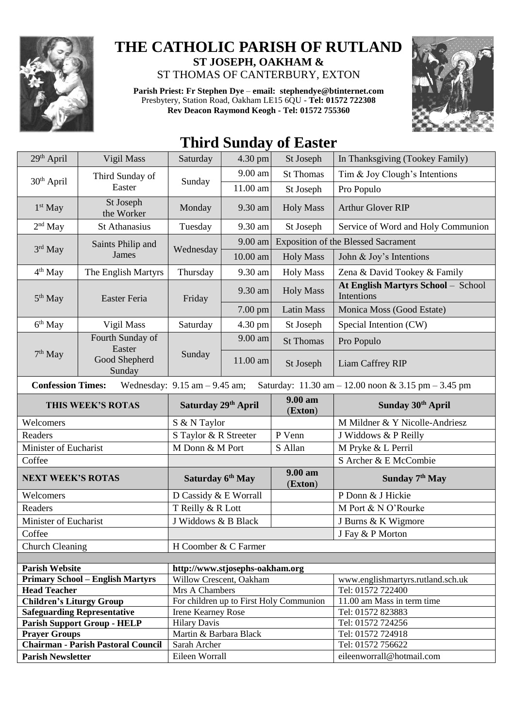# THE CATHOLIC PARISH OF RUTLAND

**ST JOSEPH, OAKHAM &**

ST THOMAS OF CANTERBURY, EXTON

**Parish Priest: Fr Stephen Dye** – **email: stephendye@btinternet.com**
Presbytery, Station Road, Oakham LE15 6QU - **Tel: 01572 722308**
**Rev Deacon Raymond Keogh - Tel: 01572 755360**

## Third Sunday of Easter

| Date | Feast | Day | Time | Place | Intention |
|---|---|---|---|---|---|
| 29th April | Vigil Mass | Saturday | 4.30 pm | St Joseph | In Thanksgiving (Tookey Family) |
| 30th April | Third Sunday of Easter | Sunday | 9.00 am | St Thomas | Tim & Joy Clough's Intentions |
| | | | 11.00 am | St Joseph | Pro Populo |
| 1st May | St Joseph the Worker | Monday | 9.30 am | Holy Mass | Arthur Glover RIP |
| 2nd May | St Athanasius | Tuesday | 9.30 am | St Joseph | Service of Word and Holy Communion |
| 3rd May | Saints Philip and James | Wednesday | 9.00 am | Exposition of the Blessed Sacrament | |
| | | | 10.00 am | Holy Mass | John & Joy's Intentions |
| 4th May | The English Martyrs | Thursday | 9.30 am | Holy Mass | Zena & David Tookey & Family |
| 5th May | Easter Feria | Friday | 9.30 am | Holy Mass | **At English Martyrs School** – School Intentions |
| | | | 7.00 pm | Latin Mass | Monica Moss (Good Estate) |
| 6th May | Vigil Mass | Saturday | 4.30 pm | St Joseph | Special Intention (CW) |
| 7th May | Fourth Sunday of Easter Good Shepherd Sunday | Sunday | 9.00 am | St Thomas | Pro Populo |
| | | | 11.00 am | St Joseph | Liam Caffrey RIP |

**Confession Times:** Wednesday: 9.15 am – 9.45 am; Saturday: 11.30 am – 12.00 noon & 3.15 pm – 3.45 pm

| **THIS WEEK'S ROTAS** | **Saturday 29th April** | **9.00 am (Exton)** | **Sunday 30th April** |
|---|---|---|---|
| Welcomers | S & N Taylor | | M Mildner & Y Nicolle-Andriesz |
| Readers | S Taylor & R Streeter | P Venn | J Widdows & P Reilly |
| Minister of Eucharist | M Donn & M Port | S Allan | M Pryke & L Perril |
| Coffee | | | S Archer & E McCombie |
| **NEXT WEEK'S ROTAS** | **Saturday 6th May** | **9.00 am (Exton)** | **Sunday 7th May** |
| Welcomers | D Cassidy & E Worrall | | P Donn & J Hickie |
| Readers | T Reilly & R Lott | | M Port & N O'Rourke |
| Minister of Eucharist | J Widdows & B Black | | J Burns & K Wigmore |
| Coffee | | | J Fay & P Morton |
| Church Cleaning | H Coomber & C Farmer | | |

| | | |
|---|---|---|
| **Parish Website** | http://www.stjosephs-oakham.org | |
| **Primary School – English Martyrs** | Willow Crescent, Oakham | www.englishmartyrs.rutland.sch.uk |
| **Head Teacher** | Mrs A Chambers | Tel: 01572 722400 |
| **Children's Liturgy Group** | For children up to First Holy Communion | 11.00 am Mass in term time |
| **Safeguarding Representative** | Irene Kearney Rose | Tel: 01572 823883 |
| **Parish Support Group - HELP** | Hilary Davis | Tel: 01572 724256 |
| **Prayer Groups** | Martin & Barbara Black | Tel: 01572 724918 |
| **Chairman - Parish Pastoral Council** | Sarah Archer | Tel: 01572 756622 |
| **Parish Newsletter** | Eileen Worrall | eileenworrall@hotmail.com |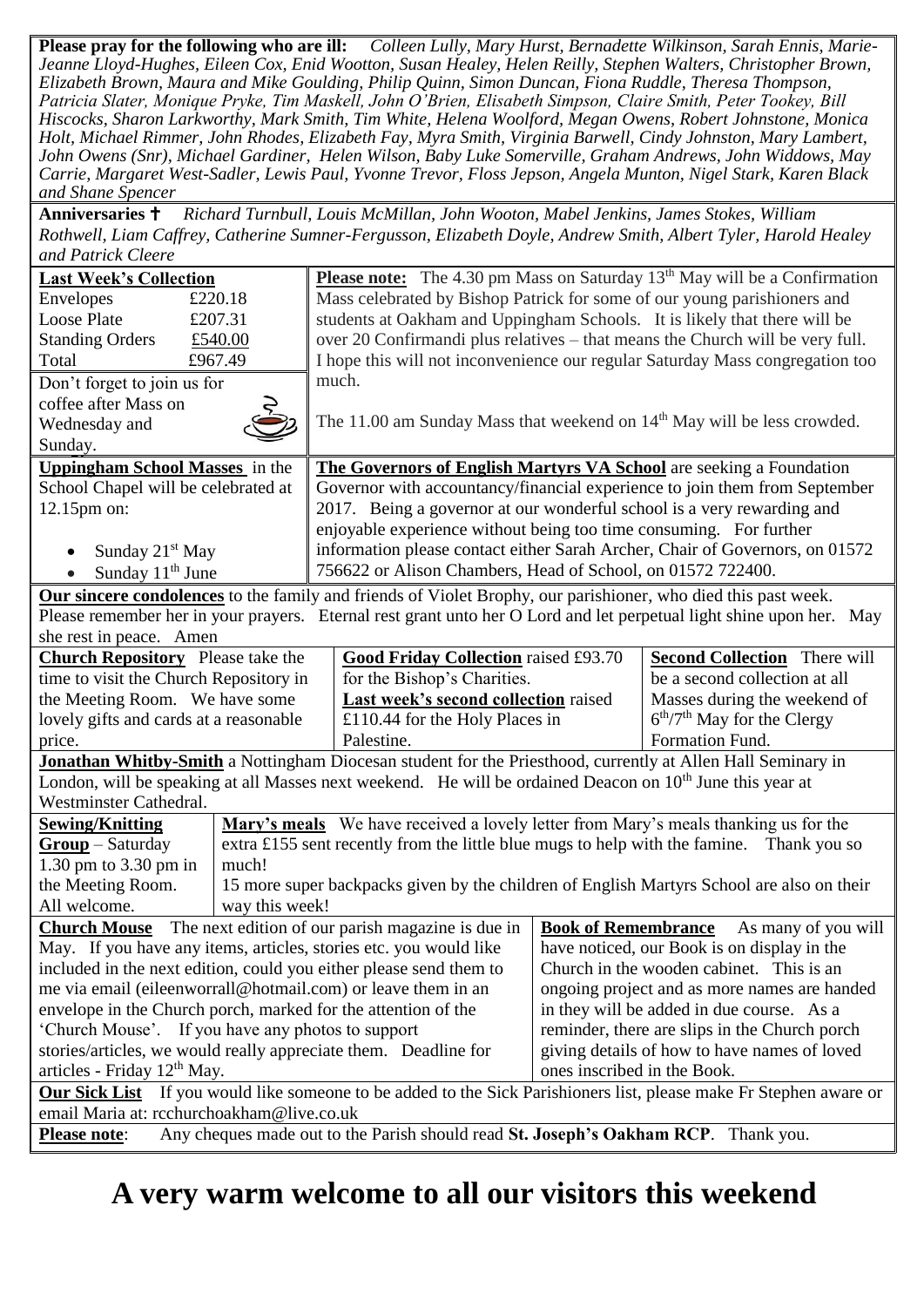**Please pray for the following who are ill:** *Colleen Lully, Mary Hurst, Bernadette Wilkinson, Sarah Ennis, Marie-Jeanne Lloyd-Hughes, Eileen Cox, Enid Wootton, Susan Healey, Helen Reilly, Stephen Walters, Christopher Brown, Elizabeth Brown, Maura and Mike Goulding, Philip Quinn, Simon Duncan, Fiona Ruddle, Theresa Thompson, Patricia Slater, Monique Pryke, Tim Maskell, John O'Brien, Elisabeth Simpson, Claire Smith, Peter Tookey, Bill Hiscocks, Sharon Larkworthy, Mark Smith, Tim White, Helena Woolford, Megan Owens, Robert Johnstone, Monica Holt, Michael Rimmer, John Rhodes, Elizabeth Fay, Myra Smith, Virginia Barwell, Cindy Johnston, Mary Lambert, John Owens (Snr), Michael Gardiner, Helen Wilson, Baby Luke Somerville, Graham Andrews, John Widdows, May Carrie, Margaret West-Sadler, Lewis Paul, Yvonne Trevor, Floss Jepson, Angela Munton, Nigel Stark, Karen Black and Shane Spencer*

**Anniversaries ✝** *Richard Turnbull, Louis McMillan, John Wooton, Mabel Jenkins, James Stokes, William Rothwell, Liam Caffrey, Catherine Sumner-Fergusson, Elizabeth Doyle, Andrew Smith, Albert Tyler, Harold Healey and Patrick Cleere*

**Last Week's Collection**

| | |
|---|---|
| Envelopes | £220.18 |
| Loose Plate | £207.31 |
| Standing Orders | £540.00 |
| Total | £967.49 |

Don't forget to join us for coffee after Mass on Wednesday and Sunday.

**Please note:** The 4.30 pm Mass on Saturday 13th May will be a Confirmation Mass celebrated by Bishop Patrick for some of our young parishioners and students at Oakham and Uppingham Schools. It is likely that there will be over 20 Confirmandi plus relatives – that means the Church will be very full. I hope this will not inconvenience our regular Saturday Mass congregation too much.

The 11.00 am Sunday Mass that weekend on 14th May will be less crowded.

**Uppingham School Masses** in the School Chapel will be celebrated at 12.15pm on:

- Sunday 21st May
- Sunday 11th June

**The Governors of English Martyrs VA School** are seeking a Foundation Governor with accountancy/financial experience to join them from September 2017. Being a governor at our wonderful school is a very rewarding and enjoyable experience without being too time consuming. For further information please contact either Sarah Archer, Chair of Governors, on 01572 756622 or Alison Chambers, Head of School, on 01572 722400.

**Our sincere condolences** to the family and friends of Violet Brophy, our parishioner, who died this past week. Please remember her in your prayers. Eternal rest grant unto her O Lord and let perpetual light shine upon her. May she rest in peace. Amen

**Church Repository** Please take the time to visit the Church Repository in the Meeting Room. We have some lovely gifts and cards at a reasonable price.

**Good Friday Collection** raised £93.70 for the Bishop's Charities.

**Last week's second collection** raised £110.44 for the Holy Places in Palestine.

**Second Collection** There will be a second collection at all Masses during the weekend of 6th/7th May for the Clergy Formation Fund.

**Jonathan Whitby-Smith** a Nottingham Diocesan student for the Priesthood, currently at Allen Hall Seminary in London, will be speaking at all Masses next weekend. He will be ordained Deacon on 10th June this year at Westminster Cathedral.

**Sewing/Knitting Group** – Saturday 1.30 pm to 3.30 pm in the Meeting Room. All welcome.

**Mary's meals** We have received a lovely letter from Mary's meals thanking us for the extra £155 sent recently from the little blue mugs to help with the famine. Thank you so much!
15 more super backpacks given by the children of English Martyrs School are also on their way this week!

**Church Mouse** The next edition of our parish magazine is due in May. If you have any items, articles, stories etc. you would like included in the next edition, could you either please send them to me via email (eileenworrall@hotmail.com) or leave them in an envelope in the Church porch, marked for the attention of the 'Church Mouse'. If you have any photos to support stories/articles, we would really appreciate them. Deadline for articles - Friday 12th May.

**Book of Remembrance** As many of you will have noticed, our Book is on display in the Church in the wooden cabinet. This is an ongoing project and as more names are handed in they will be added in due course. As a reminder, there are slips in the Church porch giving details of how to have names of loved ones inscribed in the Book.

**Our Sick List** If you would like someone to be added to the Sick Parishioners list, please make Fr Stephen aware or email Maria at: rcchurchoakham@live.co.uk

**Please note**: Any cheques made out to the Parish should read **St. Joseph's Oakham RCP**. Thank you.

# A very warm welcome to all our visitors this weekend